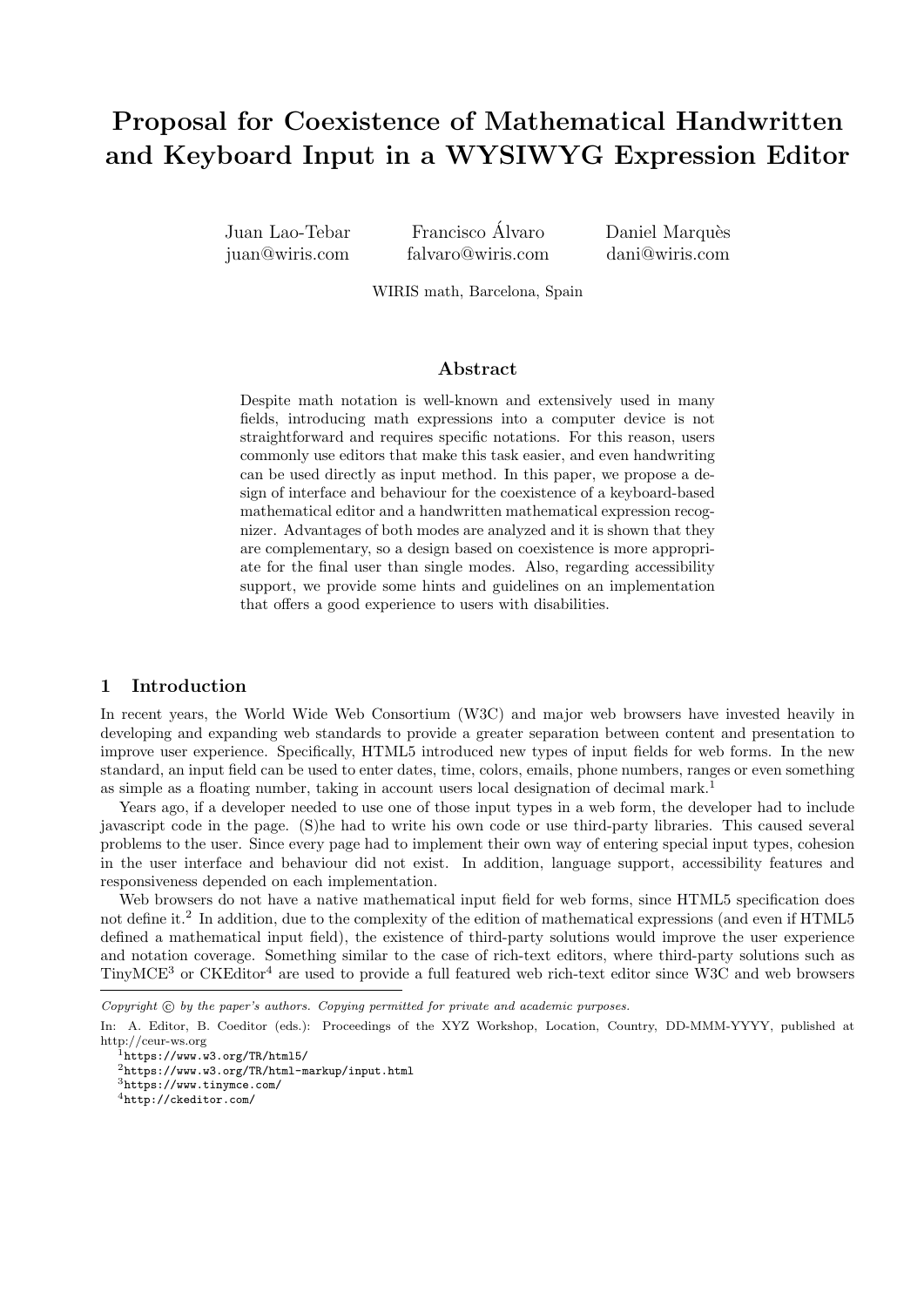# Proposal for Coexistence of Mathematical Handwritten and Keyboard Input in a WYSIWYG Expression Editor

Juan Lao-Tebar
juan@wiris.com

Francisco Álvaro
falvaro@wiris.com

Daniel Marquès
dani@wiris.com

WIRIS math, Barcelona, Spain

## Abstract

Despite math notation is well-known and extensively used in many fields, introducing math expressions into a computer device is not straightforward and requires specific notations. For this reason, users commonly use editors that make this task easier, and even handwriting can be used directly as input method. In this paper, we propose a design of interface and behaviour for the coexistence of a keyboard-based mathematical editor and a handwritten mathematical expression recognizer. Advantages of both modes are analyzed and it is shown that they are complementary, so a design based on coexistence is more appropriate for the final user than single modes. Also, regarding accessibility support, we provide some hints and guidelines on an implementation that offers a good experience to users with disabilities.

## 1 Introduction

In recent years, the World Wide Web Consortium (W3C) and major web browsers have invested heavily in developing and expanding web standards to provide a greater separation between content and presentation to improve user experience. Specifically, HTML5 introduced new types of input fields for web forms. In the new standard, an input field can be used to enter dates, time, colors, emails, phone numbers, ranges or even something as simple as a floating number, taking in account users local designation of decimal mark.[1]

Years ago, if a developer needed to use one of those input types in a web form, the developer had to include javascript code in the page. (S)he had to write his own code or use third-party libraries. This caused several problems to the user. Since every page had to implement their own way of entering special input types, cohesion in the user interface and behaviour did not exist. In addition, language support, accessibility features and responsiveness depended on each implementation.

Web browsers do not have a native mathematical input field for web forms, since HTML5 specification does not define it.[2] In addition, due to the complexity of the edition of mathematical expressions (and even if HTML5 defined a mathematical input field), the existence of third-party solutions would improve the user experience and notation coverage. Something similar to the case of rich-text editors, where third-party solutions such as TinyMCE[3] or CKEditor[4] are used to provide a full featured web rich-text editor since W3C and web browsers

---

*Copyright © by the paper's authors. Copying permitted for private and academic purposes.*

In: A. Editor, B. Coeditor (eds.): Proceedings of the XYZ Workshop, Location, Country, DD-MMM-YYYY, published at http://ceur-ws.org

[1] `https://www.w3.org/TR/html5/`

[2] `https://www.w3.org/TR/html-markup/input.html`

[3] `https://www.tinymce.com/`

[4] `http://ckeditor.com/`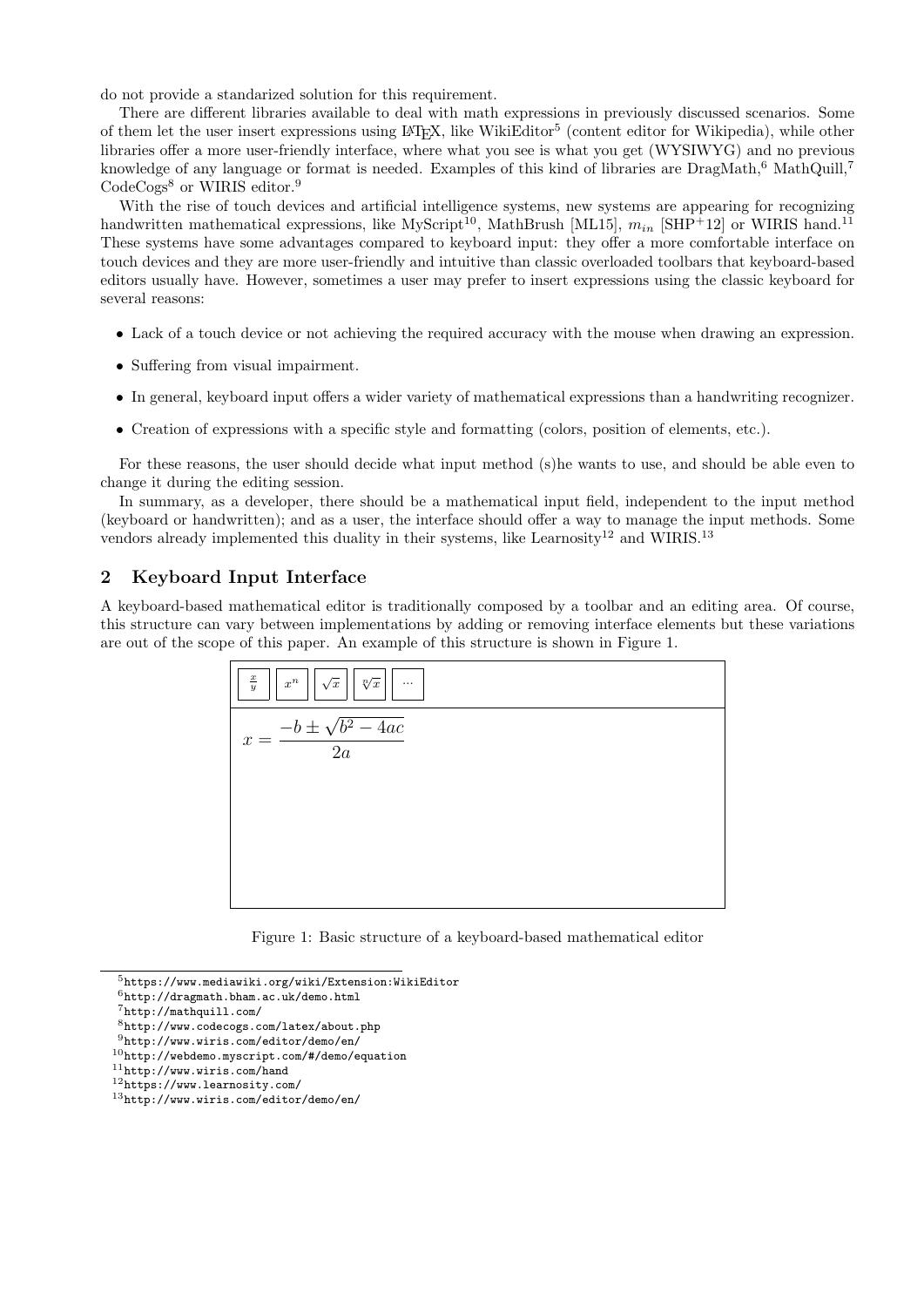do not provide a standarized solution for this requirement.

There are different libraries available to deal with math expressions in previously discussed scenarios. Some of them let the user insert expressions using LaTeX, like WikiEditor[5] (content editor for Wikipedia), while other libraries offer a more user-friendly interface, where what you see is what you get (WYSIWYG) and no previous knowledge of any language or format is needed. Examples of this kind of libraries are DragMath,[6] MathQuill,[7] CodeCogs[8] or WIRIS editor.[9]

With the rise of touch devices and artificial intelligence systems, new systems are appearing for recognizing handwritten mathematical expressions, like MyScript[10], MathBrush [ML15], $m_{in}$ [SHP+12] or WIRIS hand.[11] These systems have some advantages compared to keyboard input: they offer a more comfortable interface on touch devices and they are more user-friendly and intuitive than classic overloaded toolbars that keyboard-based editors usually have. However, sometimes a user may prefer to insert expressions using the classic keyboard for several reasons:

- Lack of a touch device or not achieving the required accuracy with the mouse when drawing an expression.
- Suffering from visual impairment.
- In general, keyboard input offers a wider variety of mathematical expressions than a handwriting recognizer.
- Creation of expressions with a specific style and formatting (colors, position of elements, etc.).

For these reasons, the user should decide what input method (s)he wants to use, and should be able even to change it during the editing session.

In summary, as a developer, there should be a mathematical input field, independent to the input method (keyboard or handwritten); and as a user, the interface should offer a way to manage the input methods. Some vendors already implemented this duality in their systems, like Learnosity[12] and WIRIS.[13]

## 2 Keyboard Input Interface

A keyboard-based mathematical editor is traditionally composed by a toolbar and an editing area. Of course, this structure can vary between implementations by adding or removing interface elements but these variations are out of the scope of this paper. An example of this structure is shown in Figure 1.

| $\frac{x}{y}$ | $x^n$ | $\sqrt{x}$ | $\sqrt[n]{x}$ | $\cdots$ |
|---|---|---|---|---|

$$x = \frac{-b \pm \sqrt{b^2 - 4ac}}{2a}$$

Figure 1: Basic structure of a keyboard-based mathematical editor

[5] https://www.mediawiki.org/wiki/Extension:WikiEditor
[6] http://dragmath.bham.ac.uk/demo.html
[7] http://mathquill.com/
[8] http://www.codecogs.com/latex/about.php
[9] http://www.wiris.com/editor/demo/en/
[10] http://webdemo.myscript.com/#/demo/equation
[11] http://www.wiris.com/hand
[12] https://www.learnosity.com/
[13] http://www.wiris.com/editor/demo/en/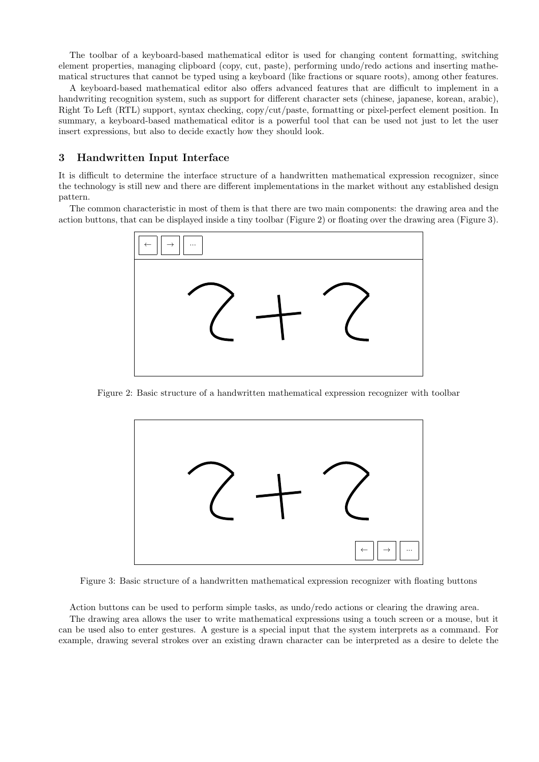The toolbar of a keyboard-based mathematical editor is used for changing content formatting, switching element properties, managing clipboard (copy, cut, paste), performing undo/redo actions and inserting mathematical structures that cannot be typed using a keyboard (like fractions or square roots), among other features.

A keyboard-based mathematical editor also offers advanced features that are difficult to implement in a handwriting recognition system, such as support for different character sets (chinese, japanese, korean, arabic), Right To Left (RTL) support, syntax checking, copy/cut/paste, formatting or pixel-perfect element position. In summary, a keyboard-based mathematical editor is a powerful tool that can be used not just to let the user insert expressions, but also to decide exactly how they should look.

## 3 Handwritten Input Interface

It is difficult to determine the interface structure of a handwritten mathematical expression recognizer, since the technology is still new and there are different implementations in the market without any established design pattern.

The common characteristic in most of them is that there are two main components: the drawing area and the action buttons, that can be displayed inside a tiny toolbar (Figure 2) or floating over the drawing area (Figure 3).

Figure 2: Basic structure of a handwritten mathematical expression recognizer with toolbar

Figure 3: Basic structure of a handwritten mathematical expression recognizer with floating buttons

Action buttons can be used to perform simple tasks, as undo/redo actions or clearing the drawing area.

The drawing area allows the user to write mathematical expressions using a touch screen or a mouse, but it can be used also to enter gestures. A gesture is a special input that the system interprets as a command. For example, drawing several strokes over an existing drawn character can be interpreted as a desire to delete the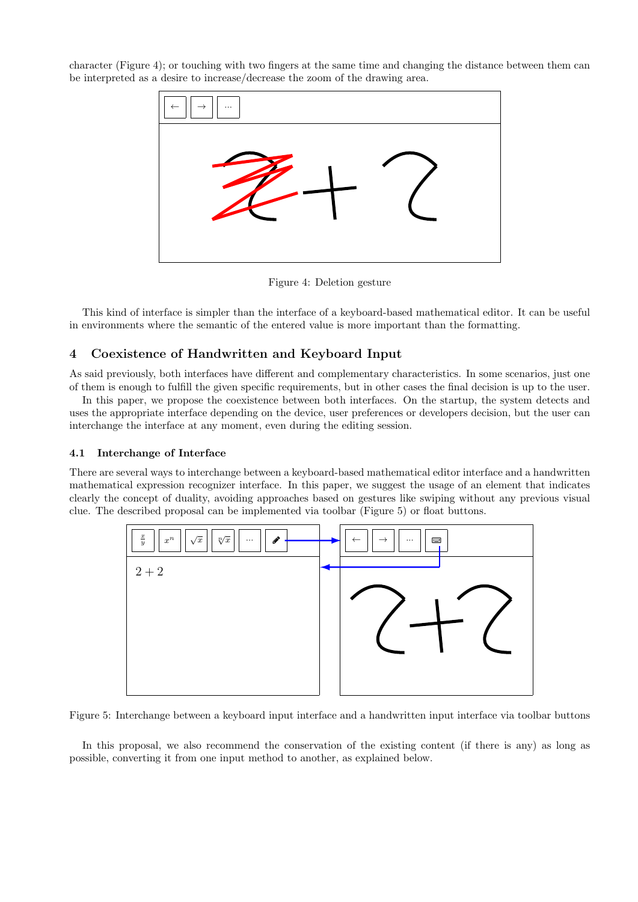character (Figure 4); or touching with two fingers at the same time and changing the distance between them can be interpreted as a desire to increase/decrease the zoom of the drawing area.

Figure 4: Deletion gesture

This kind of interface is simpler than the interface of a keyboard-based mathematical editor. It can be useful in environments where the semantic of the entered value is more important than the formatting.

## 4 Coexistence of Handwritten and Keyboard Input

As said previously, both interfaces have different and complementary characteristics. In some scenarios, just one of them is enough to fulfill the given specific requirements, but in other cases the final decision is up to the user.

In this paper, we propose the coexistence between both interfaces. On the startup, the system detects and uses the appropriate interface depending on the device, user preferences or developers decision, but the user can interchange the interface at any moment, even during the editing session.

### 4.1 Interchange of Interface

There are several ways to interchange between a keyboard-based mathematical editor interface and a handwritten mathematical expression recognizer interface. In this paper, we suggest the usage of an element that indicates clearly the concept of duality, avoiding approaches based on gestures like swiping without any previous visual clue. The described proposal can be implemented via toolbar (Figure 5) or float buttons.

Figure 5: Interchange between a keyboard input interface and a handwritten input interface via toolbar buttons

In this proposal, we also recommend the conservation of the existing content (if there is any) as long as possible, converting it from one input method to another, as explained below.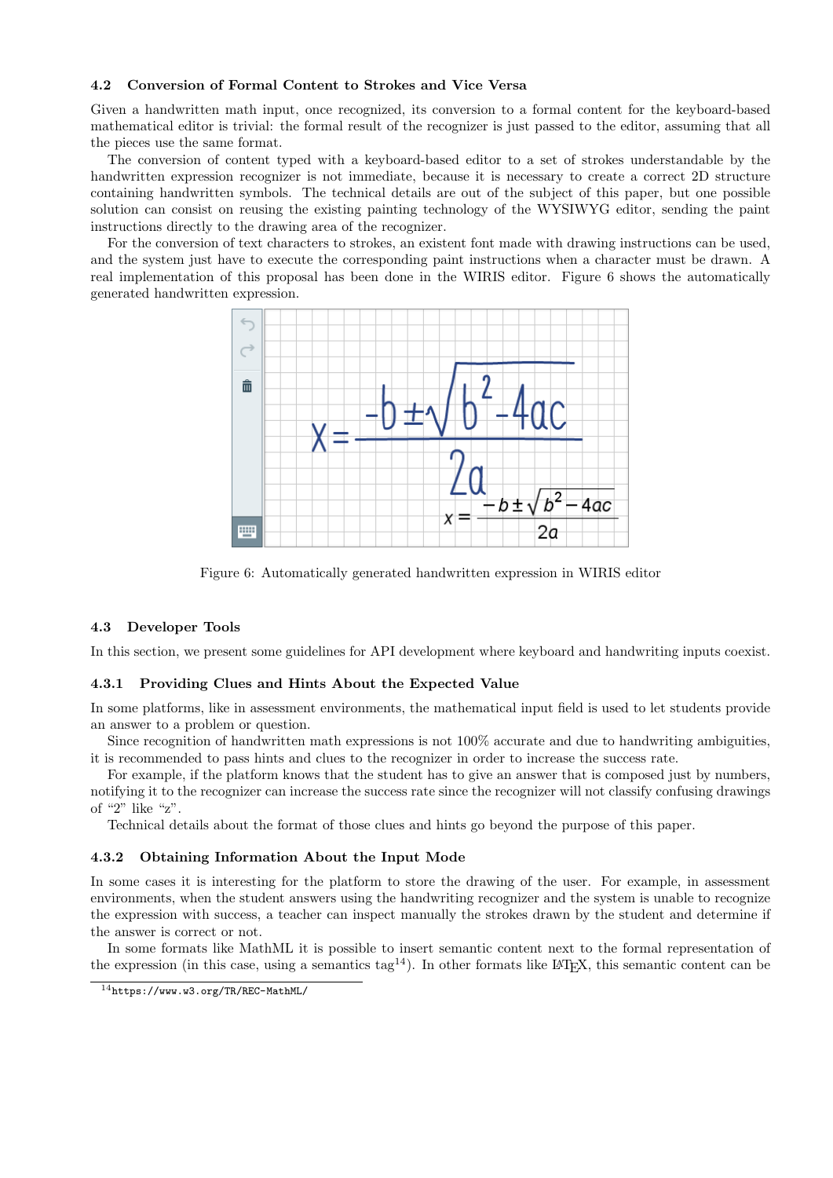### 4.2 Conversion of Formal Content to Strokes and Vice Versa

Given a handwritten math input, once recognized, its conversion to a formal content for the keyboard-based mathematical editor is trivial: the formal result of the recognizer is just passed to the editor, assuming that all the pieces use the same format.

The conversion of content typed with a keyboard-based editor to a set of strokes understandable by the handwritten expression recognizer is not immediate, because it is necessary to create a correct 2D structure containing handwritten symbols. The technical details are out of the subject of this paper, but one possible solution can consist on reusing the existing painting technology of the WYSIWYG editor, sending the paint instructions directly to the drawing area of the recognizer.

For the conversion of text characters to strokes, an existent font made with drawing instructions can be used, and the system just have to execute the corresponding paint instructions when a character must be drawn. A real implementation of this proposal has been done in the WIRIS editor. Figure 6 shows the automatically generated handwritten expression.

Figure 6: Automatically generated handwritten expression in WIRIS editor

### 4.3 Developer Tools

In this section, we present some guidelines for API development where keyboard and handwriting inputs coexist.

#### 4.3.1 Providing Clues and Hints About the Expected Value

In some platforms, like in assessment environments, the mathematical input field is used to let students provide an answer to a problem or question.

Since recognition of handwritten math expressions is not 100% accurate and due to handwriting ambiguities, it is recommended to pass hints and clues to the recognizer in order to increase the success rate.

For example, if the platform knows that the student has to give an answer that is composed just by numbers, notifying it to the recognizer can increase the success rate since the recognizer will not classify confusing drawings of "2" like "z".

Technical details about the format of those clues and hints go beyond the purpose of this paper.

#### 4.3.2 Obtaining Information About the Input Mode

In some cases it is interesting for the platform to store the drawing of the user. For example, in assessment environments, when the student answers using the handwriting recognizer and the system is unable to recognize the expression with success, a teacher can inspect manually the strokes drawn by the student and determine if the answer is correct or not.

In some formats like MathML it is possible to insert semantic content next to the formal representation of the expression (in this case, using a semantics tag[14]). In other formats like LaTeX, this semantic content can be

[14] https://www.w3.org/TR/REC-MathML/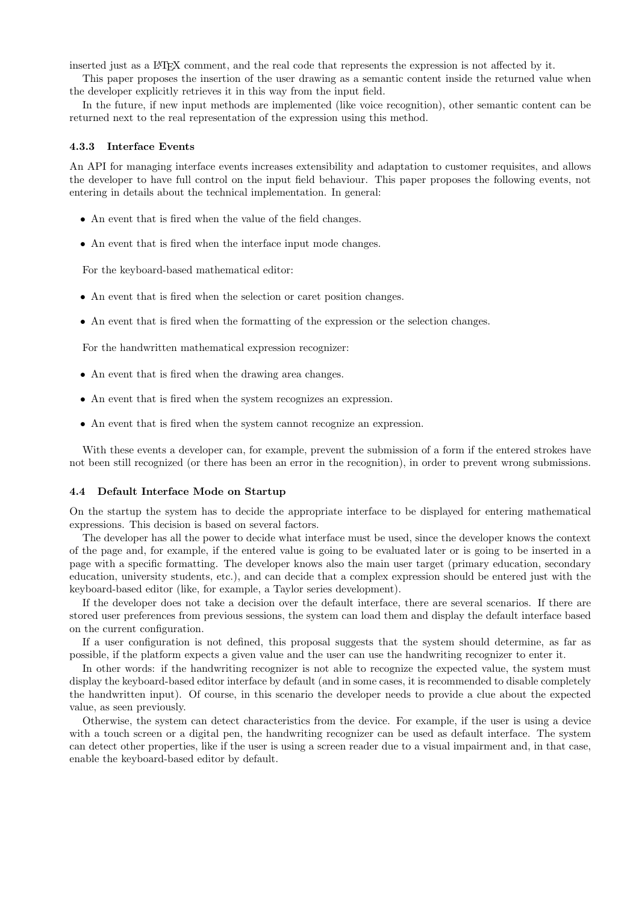inserted just as a LaTeX comment, and the real code that represents the expression is not affected by it.

This paper proposes the insertion of the user drawing as a semantic content inside the returned value when the developer explicitly retrieves it in this way from the input field.

In the future, if new input methods are implemented (like voice recognition), other semantic content can be returned next to the real representation of the expression using this method.

#### 4.3.3 Interface Events

An API for managing interface events increases extensibility and adaptation to customer requisites, and allows the developer to have full control on the input field behaviour. This paper proposes the following events, not entering in details about the technical implementation. In general:

- An event that is fired when the value of the field changes.
- An event that is fired when the interface input mode changes.

For the keyboard-based mathematical editor:

- An event that is fired when the selection or caret position changes.
- An event that is fired when the formatting of the expression or the selection changes.

For the handwritten mathematical expression recognizer:

- An event that is fired when the drawing area changes.
- An event that is fired when the system recognizes an expression.
- An event that is fired when the system cannot recognize an expression.

With these events a developer can, for example, prevent the submission of a form if the entered strokes have not been still recognized (or there has been an error in the recognition), in order to prevent wrong submissions.

### 4.4 Default Interface Mode on Startup

On the startup the system has to decide the appropriate interface to be displayed for entering mathematical expressions. This decision is based on several factors.

The developer has all the power to decide what interface must be used, since the developer knows the context of the page and, for example, if the entered value is going to be evaluated later or is going to be inserted in a page with a specific formatting. The developer knows also the main user target (primary education, secondary education, university students, etc.), and can decide that a complex expression should be entered just with the keyboard-based editor (like, for example, a Taylor series development).

If the developer does not take a decision over the default interface, there are several scenarios. If there are stored user preferences from previous sessions, the system can load them and display the default interface based on the current configuration.

If a user configuration is not defined, this proposal suggests that the system should determine, as far as possible, if the platform expects a given value and the user can use the handwriting recognizer to enter it.

In other words: if the handwriting recognizer is not able to recognize the expected value, the system must display the keyboard-based editor interface by default (and in some cases, it is recommended to disable completely the handwritten input). Of course, in this scenario the developer needs to provide a clue about the expected value, as seen previously.

Otherwise, the system can detect characteristics from the device. For example, if the user is using a device with a touch screen or a digital pen, the handwriting recognizer can be used as default interface. The system can detect other properties, like if the user is using a screen reader due to a visual impairment and, in that case, enable the keyboard-based editor by default.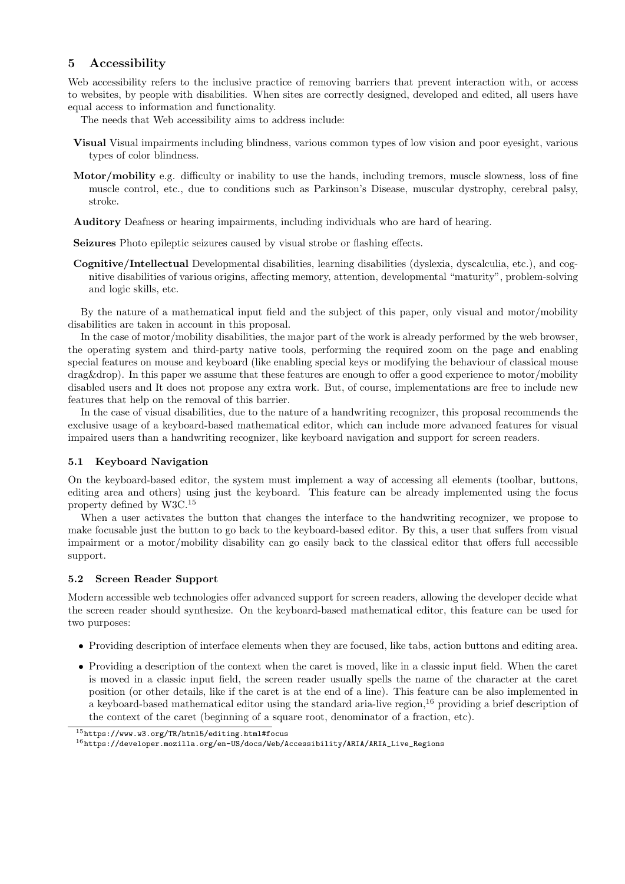## 5 Accessibility

Web accessibility refers to the inclusive practice of removing barriers that prevent interaction with, or access to websites, by people with disabilities. When sites are correctly designed, developed and edited, all users have equal access to information and functionality.

The needs that Web accessibility aims to address include:

**Visual** Visual impairments including blindness, various common types of low vision and poor eyesight, various types of color blindness.

**Motor/mobility** e.g. difficulty or inability to use the hands, including tremors, muscle slowness, loss of fine muscle control, etc., due to conditions such as Parkinson's Disease, muscular dystrophy, cerebral palsy, stroke.

**Auditory** Deafness or hearing impairments, including individuals who are hard of hearing.

**Seizures** Photo epileptic seizures caused by visual strobe or flashing effects.

**Cognitive/Intellectual** Developmental disabilities, learning disabilities (dyslexia, dyscalculia, etc.), and cognitive disabilities of various origins, affecting memory, attention, developmental "maturity", problem-solving and logic skills, etc.

By the nature of a mathematical input field and the subject of this paper, only visual and motor/mobility disabilities are taken in account in this proposal.

In the case of motor/mobility disabilities, the major part of the work is already performed by the web browser, the operating system and third-party native tools, performing the required zoom on the page and enabling special features on mouse and keyboard (like enabling special keys or modifying the behaviour of classical mouse drag&drop). In this paper we assume that these features are enough to offer a good experience to motor/mobility disabled users and It does not propose any extra work. But, of course, implementations are free to include new features that help on the removal of this barrier.

In the case of visual disabilities, due to the nature of a handwriting recognizer, this proposal recommends the exclusive usage of a keyboard-based mathematical editor, which can include more advanced features for visual impaired users than a handwriting recognizer, like keyboard navigation and support for screen readers.

### 5.1 Keyboard Navigation

On the keyboard-based editor, the system must implement a way of accessing all elements (toolbar, buttons, editing area and others) using just the keyboard. This feature can be already implemented using the focus property defined by W3C.[15]

When a user activates the button that changes the interface to the handwriting recognizer, we propose to make focusable just the button to go back to the keyboard-based editor. By this, a user that suffers from visual impairment or a motor/mobility disability can go easily back to the classical editor that offers full accessible support.

### 5.2 Screen Reader Support

Modern accessible web technologies offer advanced support for screen readers, allowing the developer decide what the screen reader should synthesize. On the keyboard-based mathematical editor, this feature can be used for two purposes:

- Providing description of interface elements when they are focused, like tabs, action buttons and editing area.
- Providing a description of the context when the caret is moved, like in a classic input field. When the caret is moved in a classic input field, the screen reader usually spells the name of the character at the caret position (or other details, like if the caret is at the end of a line). This feature can be also implemented in a keyboard-based mathematical editor using the standard aria-live region,[16] providing a brief description of the context of the caret (beginning of a square root, denominator of a fraction, etc).

[15] https://www.w3.org/TR/html5/editing.html#focus

[16] https://developer.mozilla.org/en-US/docs/Web/Accessibility/ARIA/ARIA_Live_Regions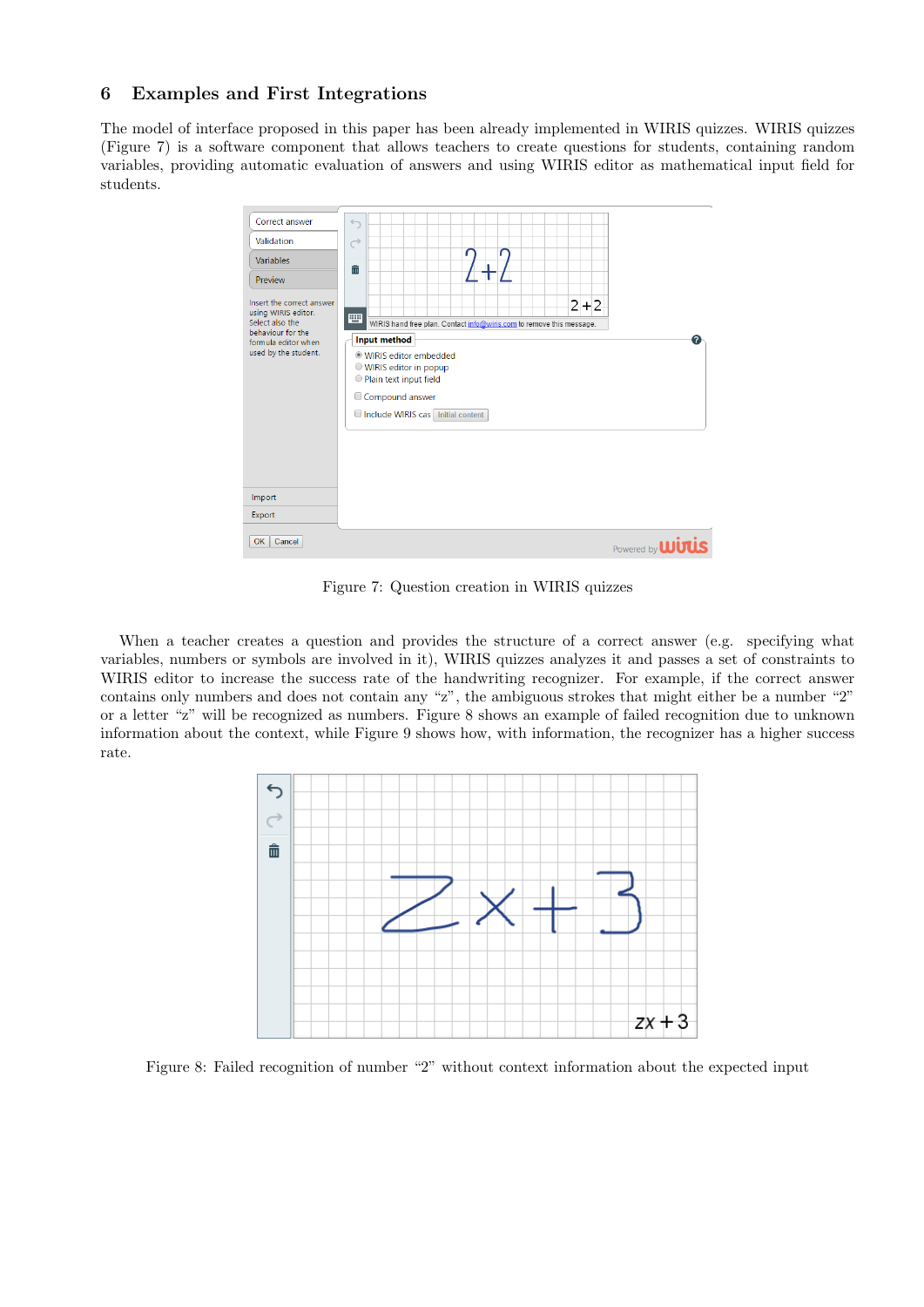## 6 Examples and First Integrations

The model of interface proposed in this paper has been already implemented in WIRIS quizzes. WIRIS quizzes (Figure 7) is a software component that allows teachers to create questions for students, containing random variables, providing automatic evaluation of answers and using WIRIS editor as mathematical input field for students.

Figure 7: Question creation in WIRIS quizzes

When a teacher creates a question and provides the structure of a correct answer (e.g. specifying what variables, numbers or symbols are involved in it), WIRIS quizzes analyzes it and passes a set of constraints to WIRIS editor to increase the success rate of the handwriting recognizer. For example, if the correct answer contains only numbers and does not contain any "z", the ambiguous strokes that might either be a number "2" or a letter "z" will be recognized as numbers. Figure 8 shows an example of failed recognition due to unknown information about the context, while Figure 9 shows how, with information, the recognizer has a higher success rate.

Figure 8: Failed recognition of number "2" without context information about the expected input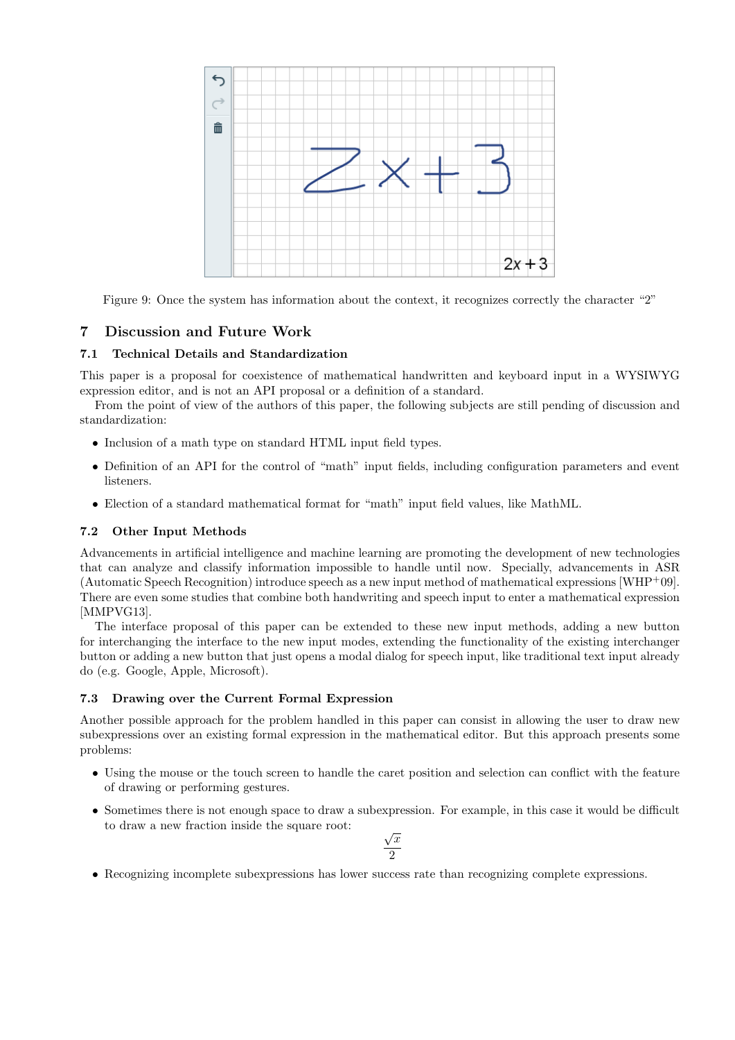Figure 9: Once the system has information about the context, it recognizes correctly the character "2"

## 7 Discussion and Future Work

### 7.1 Technical Details and Standardization

This paper is a proposal for coexistence of mathematical handwritten and keyboard input in a WYSIWYG expression editor, and is not an API proposal or a definition of a standard.

From the point of view of the authors of this paper, the following subjects are still pending of discussion and standardization:

- Inclusion of a math type on standard HTML input field types.
- Definition of an API for the control of "math" input fields, including configuration parameters and event listeners.
- Election of a standard mathematical format for "math" input field values, like MathML.

### 7.2 Other Input Methods

Advancements in artificial intelligence and machine learning are promoting the development of new technologies that can analyze and classify information impossible to handle until now. Specially, advancements in ASR (Automatic Speech Recognition) introduce speech as a new input method of mathematical expressions [WHP+09]. There are even some studies that combine both handwriting and speech input to enter a mathematical expression [MMPVG13].

The interface proposal of this paper can be extended to these new input methods, adding a new button for interchanging the interface to the new input modes, extending the functionality of the existing interchanger button or adding a new button that just opens a modal dialog for speech input, like traditional text input already do (e.g. Google, Apple, Microsoft).

### 7.3 Drawing over the Current Formal Expression

Another possible approach for the problem handled in this paper can consist in allowing the user to draw new subexpressions over an existing formal expression in the mathematical editor. But this approach presents some problems:

- Using the mouse or the touch screen to handle the caret position and selection can conflict with the feature of drawing or performing gestures.
- Sometimes there is not enough space to draw a subexpression. For example, in this case it would be difficult to draw a new fraction inside the square root:

$$\frac{\sqrt{x}}{2}$$

- Recognizing incomplete subexpressions has lower success rate than recognizing complete expressions.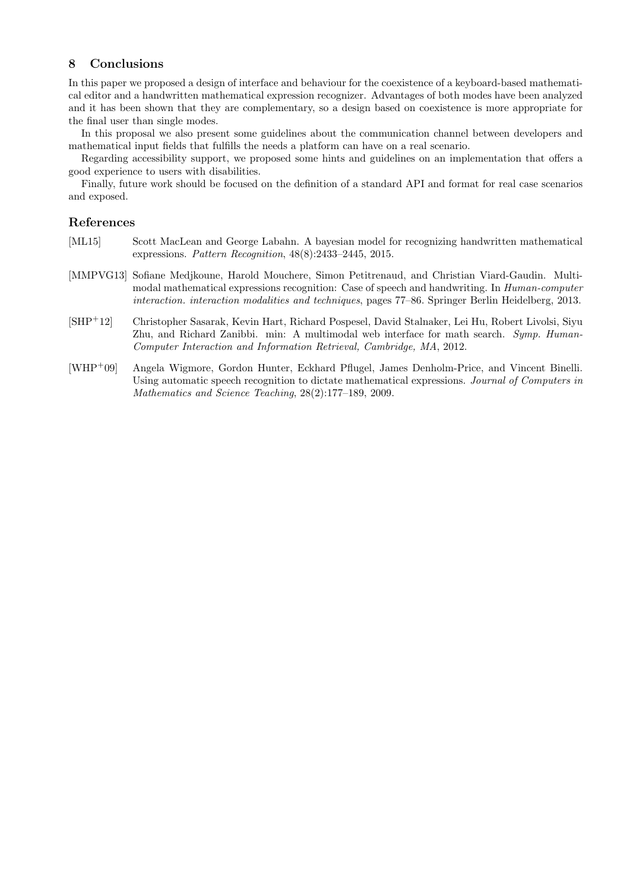## 8 Conclusions

In this paper we proposed a design of interface and behaviour for the coexistence of a keyboard-based mathematical editor and a handwritten mathematical expression recognizer. Advantages of both modes have been analyzed and it has been shown that they are complementary, so a design based on coexistence is more appropriate for the final user than single modes.

In this proposal we also present some guidelines about the communication channel between developers and mathematical input fields that fulfills the needs a platform can have on a real scenario.

Regarding accessibility support, we proposed some hints and guidelines on an implementation that offers a good experience to users with disabilities.

Finally, future work should be focused on the definition of a standard API and format for real case scenarios and exposed.

## References

[ML15] Scott MacLean and George Labahn. A bayesian model for recognizing handwritten mathematical expressions. *Pattern Recognition*, 48(8):2433–2445, 2015.

[MMPVG13] Sofiane Medjkoune, Harold Mouchere, Simon Petitrenaud, and Christian Viard-Gaudin. Multimodal mathematical expressions recognition: Case of speech and handwriting. In *Human-computer interaction. interaction modalities and techniques*, pages 77–86. Springer Berlin Heidelberg, 2013.

[SHP+12] Christopher Sasarak, Kevin Hart, Richard Pospesel, David Stalnaker, Lei Hu, Robert Livolsi, Siyu Zhu, and Richard Zanibbi. min: A multimodal web interface for math search. *Symp. Human-Computer Interaction and Information Retrieval, Cambridge, MA*, 2012.

[WHP+09] Angela Wigmore, Gordon Hunter, Eckhard Pflugel, James Denholm-Price, and Vincent Binelli. Using automatic speech recognition to dictate mathematical expressions. *Journal of Computers in Mathematics and Science Teaching*, 28(2):177–189, 2009.